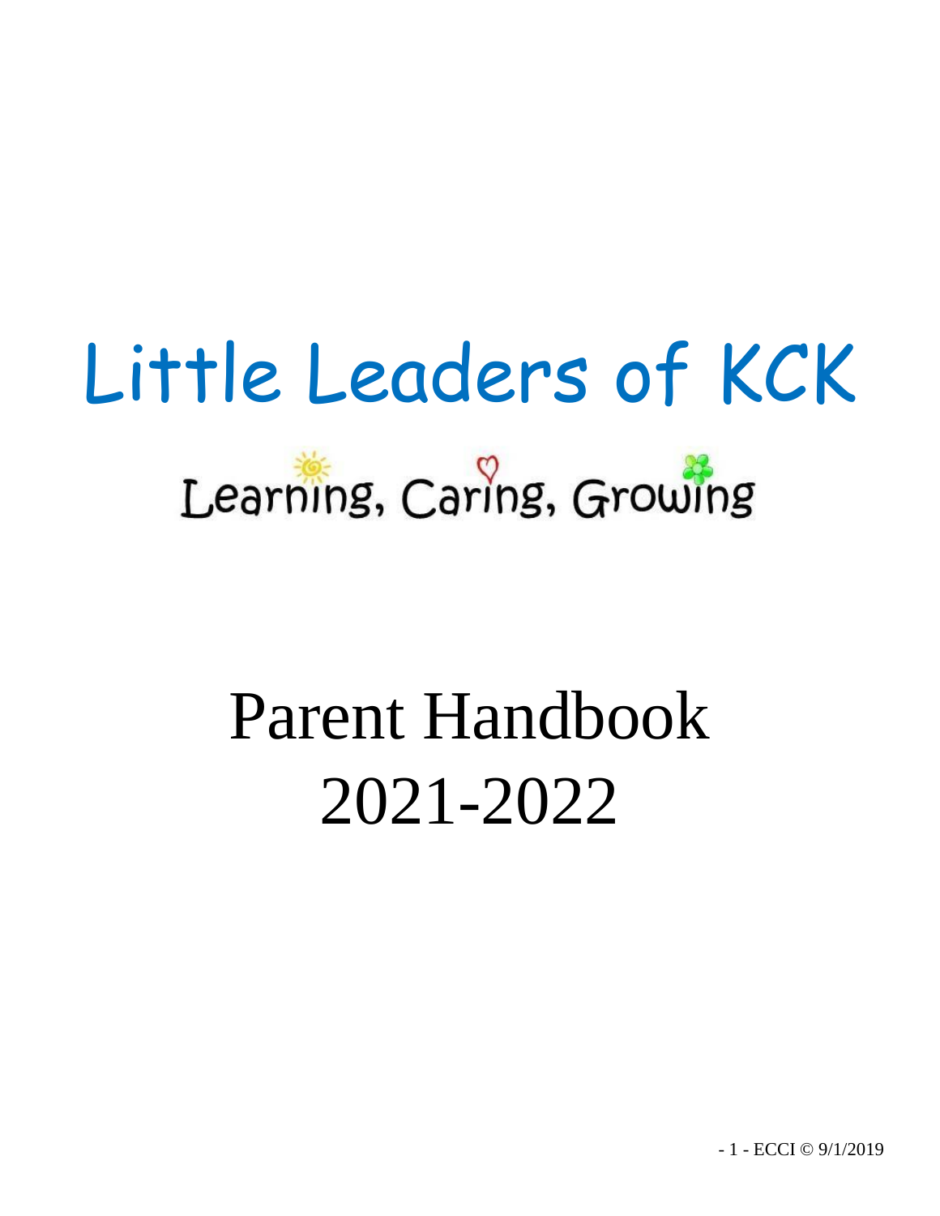# Little Leaders of KCK

Learning, Caring, Growing

# Parent Handbook
# 2021-2022

ECCI © 9/1/2019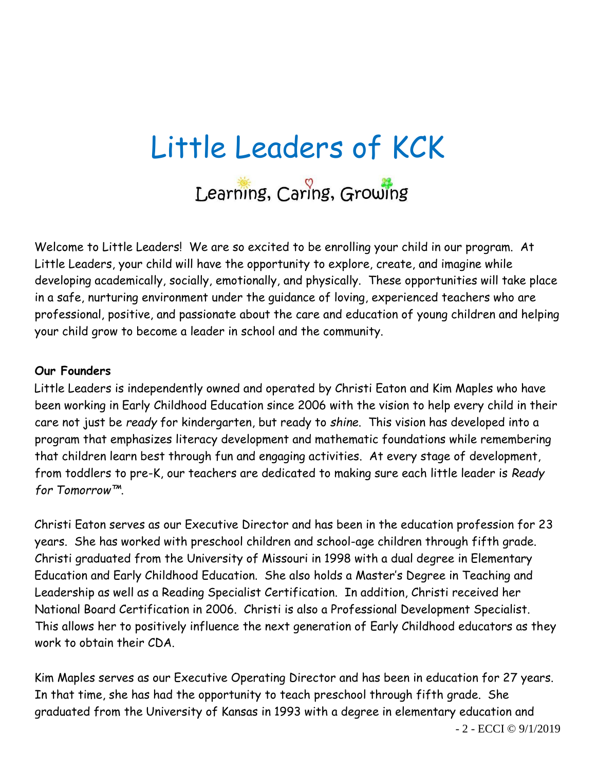# Little Leaders of KCK

## Learning, Caring, Growing

Welcome to Little Leaders! We are so excited to be enrolling your child in our program. At Little Leaders, your child will have the opportunity to explore, create, and imagine while developing academically, socially, emotionally, and physically. These opportunities will take place in a safe, nurturing environment under the guidance of loving, experienced teachers who are professional, positive, and passionate about the care and education of young children and helping your child grow to become a leader in school and the community.

**Our Founders**

Little Leaders is independently owned and operated by Christi Eaton and Kim Maples who have been working in Early Childhood Education since 2006 with the vision to help every child in their care not just be *ready* for kindergarten, but ready to *shine*. This vision has developed into a program that emphasizes literacy development and mathematic foundations while remembering that children learn best through fun and engaging activities. At every stage of development, from toddlers to pre-K, our teachers are dedicated to making sure each little leader is *Ready for Tomorrow™*.

Christi Eaton serves as our Executive Director and has been in the education profession for 23 years. She has worked with preschool children and school-age children through fifth grade. Christi graduated from the University of Missouri in 1998 with a dual degree in Elementary Education and Early Childhood Education. She also holds a Master's Degree in Teaching and Leadership as well as a Reading Specialist Certification. In addition, Christi received her National Board Certification in 2006. Christi is also a Professional Development Specialist. This allows her to positively influence the next generation of Early Childhood educators as they work to obtain their CDA.

Kim Maples serves as our Executive Operating Director and has been in education for 27 years. In that time, she has had the opportunity to teach preschool through fifth grade. She graduated from the University of Kansas in 1993 with a degree in elementary education and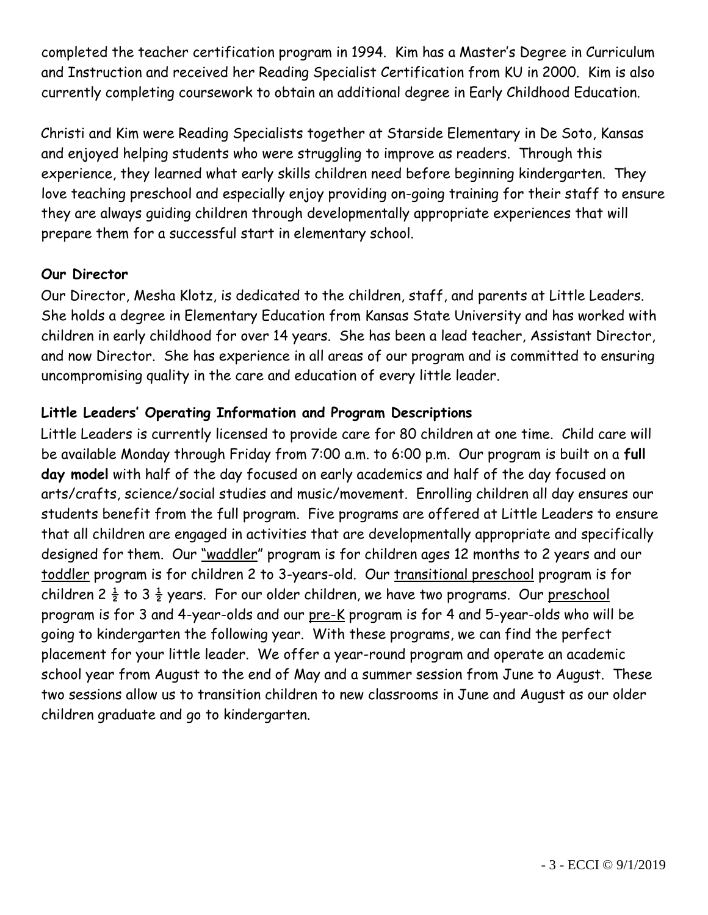completed the teacher certification program in 1994. Kim has a Master's Degree in Curriculum and Instruction and received her Reading Specialist Certification from KU in 2000. Kim is also currently completing coursework to obtain an additional degree in Early Childhood Education.

Christi and Kim were Reading Specialists together at Starside Elementary in De Soto, Kansas and enjoyed helping students who were struggling to improve as readers. Through this experience, they learned what early skills children need before beginning kindergarten. They love teaching preschool and especially enjoy providing on-going training for their staff to ensure they are always guiding children through developmentally appropriate experiences that will prepare them for a successful start in elementary school.

**Our Director**

Our Director, Mesha Klotz, is dedicated to the children, staff, and parents at Little Leaders. She holds a degree in Elementary Education from Kansas State University and has worked with children in early childhood for over 14 years. She has been a lead teacher, Assistant Director, and now Director. She has experience in all areas of our program and is committed to ensuring uncompromising quality in the care and education of every little leader.

**Little Leaders' Operating Information and Program Descriptions**

Little Leaders is currently licensed to provide care for 80 children at one time. Child care will be available Monday through Friday from 7:00 a.m. to 6:00 p.m. Our program is built on a **full day model** with half of the day focused on early academics and half of the day focused on arts/crafts, science/social studies and music/movement. Enrolling children all day ensures our students benefit from the full program. Five programs are offered at Little Leaders to ensure that all children are engaged in activities that are developmentally appropriate and specifically designed for them. Our "waddler" program is for children ages 12 months to 2 years and our toddler program is for children 2 to 3-years-old. Our transitional preschool program is for children 2 ½ to 3 ½ years. For our older children, we have two programs. Our preschool program is for 3 and 4-year-olds and our pre-K program is for 4 and 5-year-olds who will be going to kindergarten the following year. With these programs, we can find the perfect placement for your little leader. We offer a year-round program and operate an academic school year from August to the end of May and a summer session from June to August. These two sessions allow us to transition children to new classrooms in June and August as our older children graduate and go to kindergarten.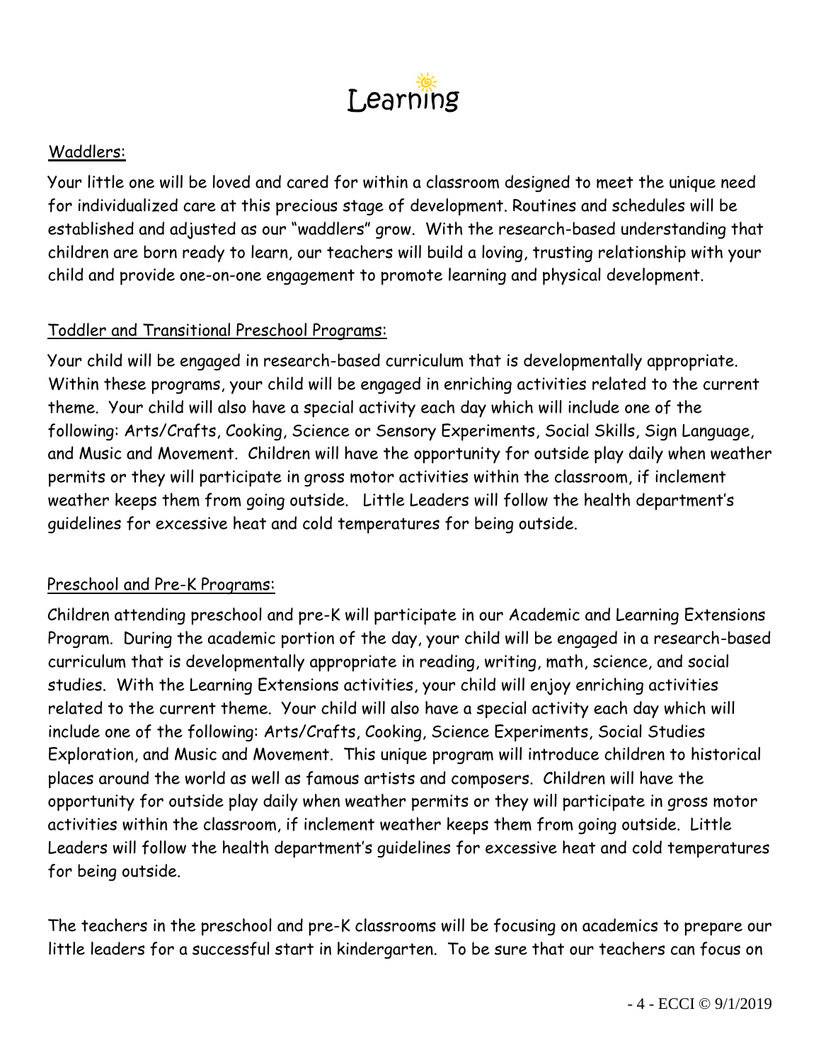# Learning

Waddlers:

Your little one will be loved and cared for within a classroom designed to meet the unique need for individualized care at this precious stage of development. Routines and schedules will be established and adjusted as our "waddlers" grow. With the research-based understanding that children are born ready to learn, our teachers will build a loving, trusting relationship with your child and provide one-on-one engagement to promote learning and physical development.

Toddler and Transitional Preschool Programs:

Your child will be engaged in research-based curriculum that is developmentally appropriate. Within these programs, your child will be engaged in enriching activities related to the current theme. Your child will also have a special activity each day which will include one of the following: Arts/Crafts, Cooking, Science or Sensory Experiments, Social Skills, Sign Language, and Music and Movement. Children will have the opportunity for outside play daily when weather permits or they will participate in gross motor activities within the classroom, if inclement weather keeps them from going outside. Little Leaders will follow the health department's guidelines for excessive heat and cold temperatures for being outside.

Preschool and Pre-K Programs:

Children attending preschool and pre-K will participate in our Academic and Learning Extensions Program. During the academic portion of the day, your child will be engaged in a research-based curriculum that is developmentally appropriate in reading, writing, math, science, and social studies. With the Learning Extensions activities, your child will enjoy enriching activities related to the current theme. Your child will also have a special activity each day which will include one of the following: Arts/Crafts, Cooking, Science Experiments, Social Studies Exploration, and Music and Movement. This unique program will introduce children to historical places around the world as well as famous artists and composers. Children will have the opportunity for outside play daily when weather permits or they will participate in gross motor activities within the classroom, if inclement weather keeps them from going outside. Little Leaders will follow the health department's guidelines for excessive heat and cold temperatures for being outside.

The teachers in the preschool and pre-K classrooms will be focusing on academics to prepare our little leaders for a successful start in kindergarten. To be sure that our teachers can focus on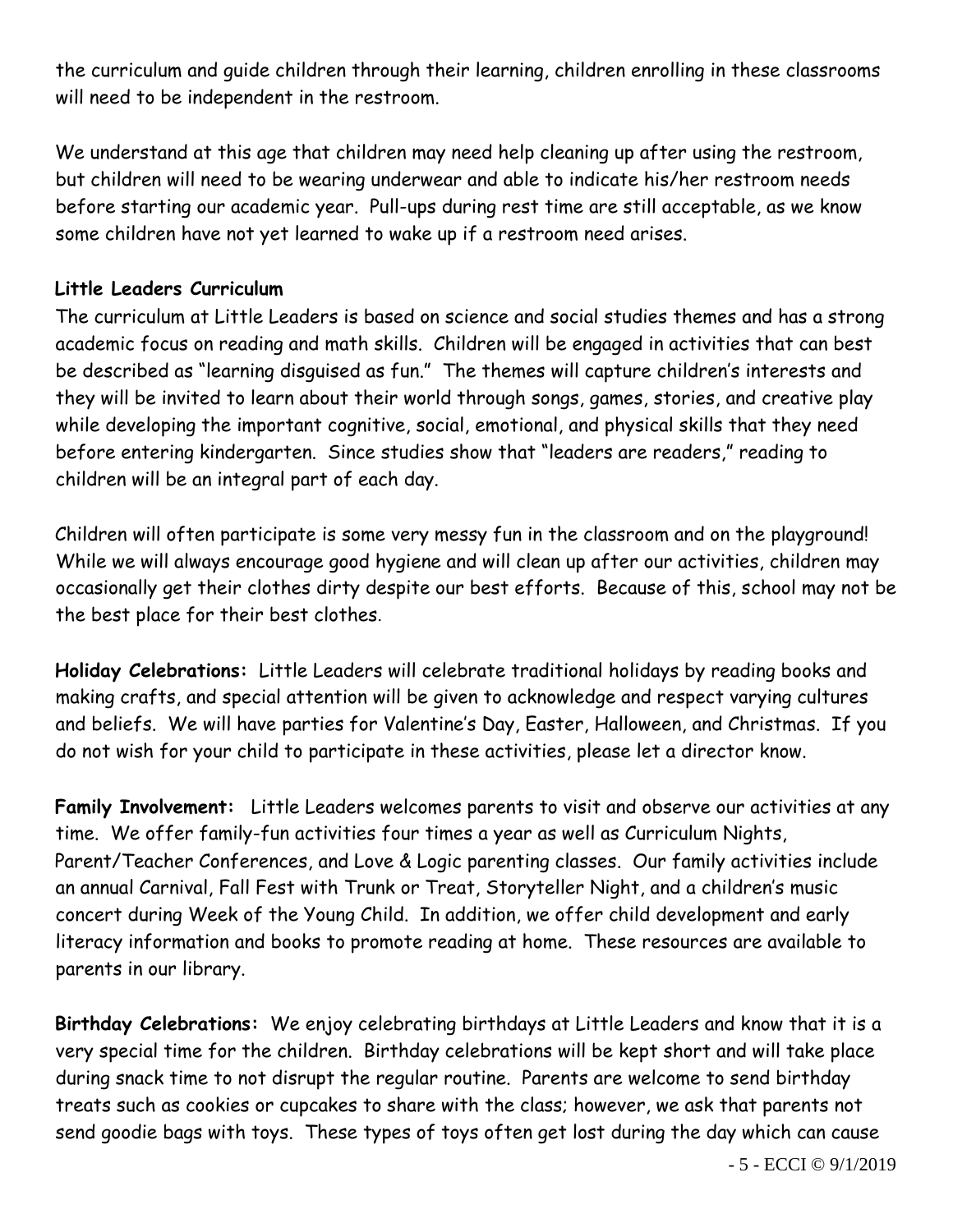the curriculum and guide children through their learning, children enrolling in these classrooms will need to be independent in the restroom.

We understand at this age that children may need help cleaning up after using the restroom, but children will need to be wearing underwear and able to indicate his/her restroom needs before starting our academic year. Pull-ups during rest time are still acceptable, as we know some children have not yet learned to wake up if a restroom need arises.

**Little Leaders Curriculum**

The curriculum at Little Leaders is based on science and social studies themes and has a strong academic focus on reading and math skills. Children will be engaged in activities that can best be described as "learning disguised as fun." The themes will capture children's interests and they will be invited to learn about their world through songs, games, stories, and creative play while developing the important cognitive, social, emotional, and physical skills that they need before entering kindergarten. Since studies show that "leaders are readers," reading to children will be an integral part of each day.

Children will often participate is some very messy fun in the classroom and on the playground! While we will always encourage good hygiene and will clean up after our activities, children may occasionally get their clothes dirty despite our best efforts. Because of this, school may not be the best place for their best clothes.

**Holiday Celebrations:** Little Leaders will celebrate traditional holidays by reading books and making crafts, and special attention will be given to acknowledge and respect varying cultures and beliefs. We will have parties for Valentine's Day, Easter, Halloween, and Christmas. If you do not wish for your child to participate in these activities, please let a director know.

**Family Involvement:** Little Leaders welcomes parents to visit and observe our activities at any time. We offer family-fun activities four times a year as well as Curriculum Nights, Parent/Teacher Conferences, and Love & Logic parenting classes. Our family activities include an annual Carnival, Fall Fest with Trunk or Treat, Storyteller Night, and a children's music concert during Week of the Young Child. In addition, we offer child development and early literacy information and books to promote reading at home. These resources are available to parents in our library.

**Birthday Celebrations:** We enjoy celebrating birthdays at Little Leaders and know that it is a very special time for the children. Birthday celebrations will be kept short and will take place during snack time to not disrupt the regular routine. Parents are welcome to send birthday treats such as cookies or cupcakes to share with the class; however, we ask that parents not send goodie bags with toys. These types of toys often get lost during the day which can cause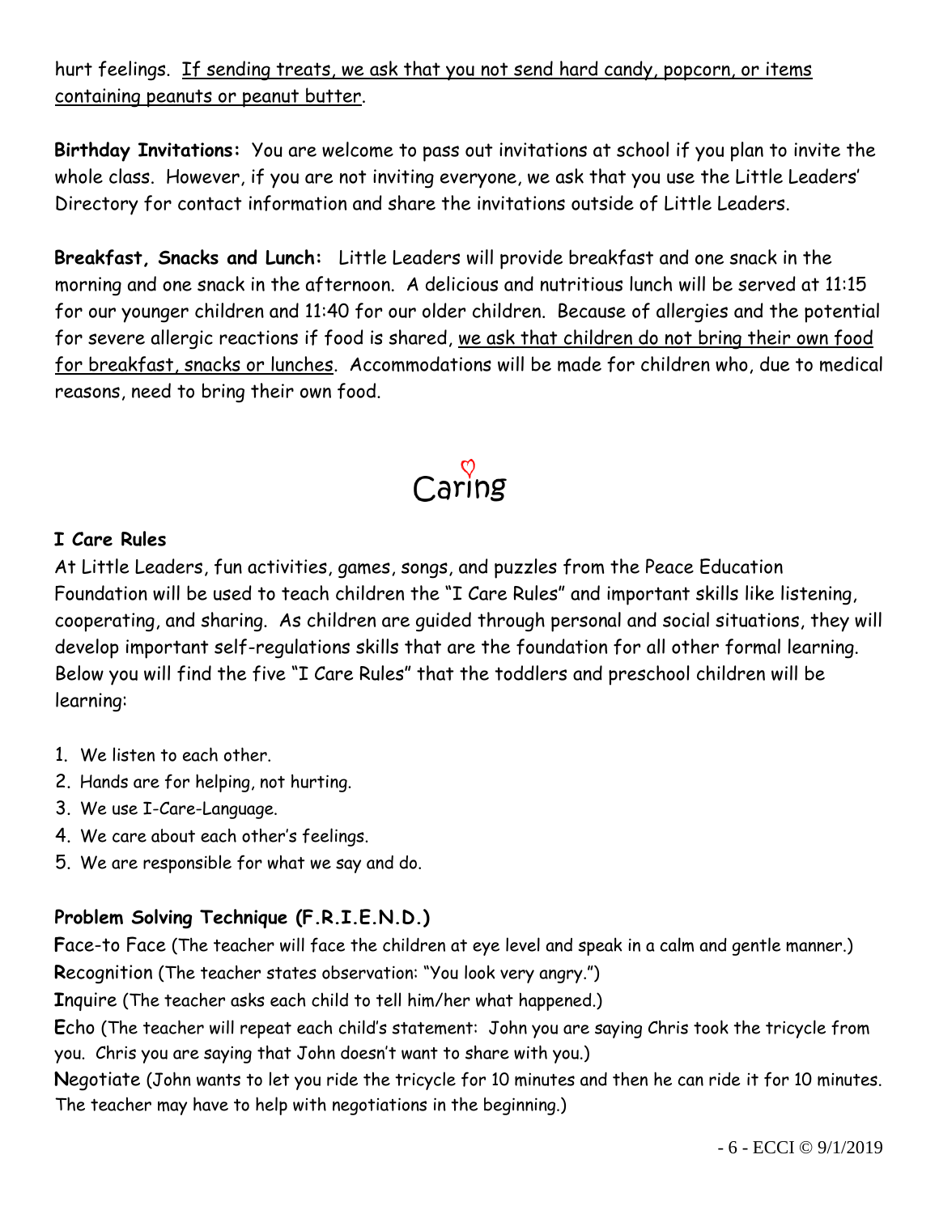hurt feelings. <u>If sending treats, we ask that you not send hard candy, popcorn, or items containing peanuts or peanut butter</u>.

**Birthday Invitations:** You are welcome to pass out invitations at school if you plan to invite the whole class. However, if you are not inviting everyone, we ask that you use the Little Leaders' Directory for contact information and share the invitations outside of Little Leaders.

**Breakfast, Snacks and Lunch:** Little Leaders will provide breakfast and one snack in the morning and one snack in the afternoon. A delicious and nutritious lunch will be served at 11:15 for our younger children and 11:40 for our older children. Because of allergies and the potential for severe allergic reactions if food is shared, <u>we ask that children do not bring their own food for breakfast, snacks or lunches</u>. Accommodations will be made for children who, due to medical reasons, need to bring their own food.

# Caring

**I Care Rules**

At Little Leaders, fun activities, games, songs, and puzzles from the Peace Education Foundation will be used to teach children the "I Care Rules" and important skills like listening, cooperating, and sharing. As children are guided through personal and social situations, they will develop important self-regulations skills that are the foundation for all other formal learning. Below you will find the five "I Care Rules" that the toddlers and preschool children will be learning:

1. We listen to each other.
2. Hands are for helping, not hurting.
3. We use I-Care-Language.
4. We care about each other's feelings.
5. We are responsible for what we say and do.

**Problem Solving Technique (F.R.I.E.N.D.)**

**F**ace-to Face (The teacher will face the children at eye level and speak in a calm and gentle manner.)

**R**ecognition (The teacher states observation: "You look very angry.")

**I**nquire (The teacher asks each child to tell him/her what happened.)

**E**cho (The teacher will repeat each child's statement: John you are saying Chris took the tricycle from you. Chris you are saying that John doesn't want to share with you.)

**N**egotiate (John wants to let you ride the tricycle for 10 minutes and then he can ride it for 10 minutes. The teacher may have to help with negotiations in the beginning.)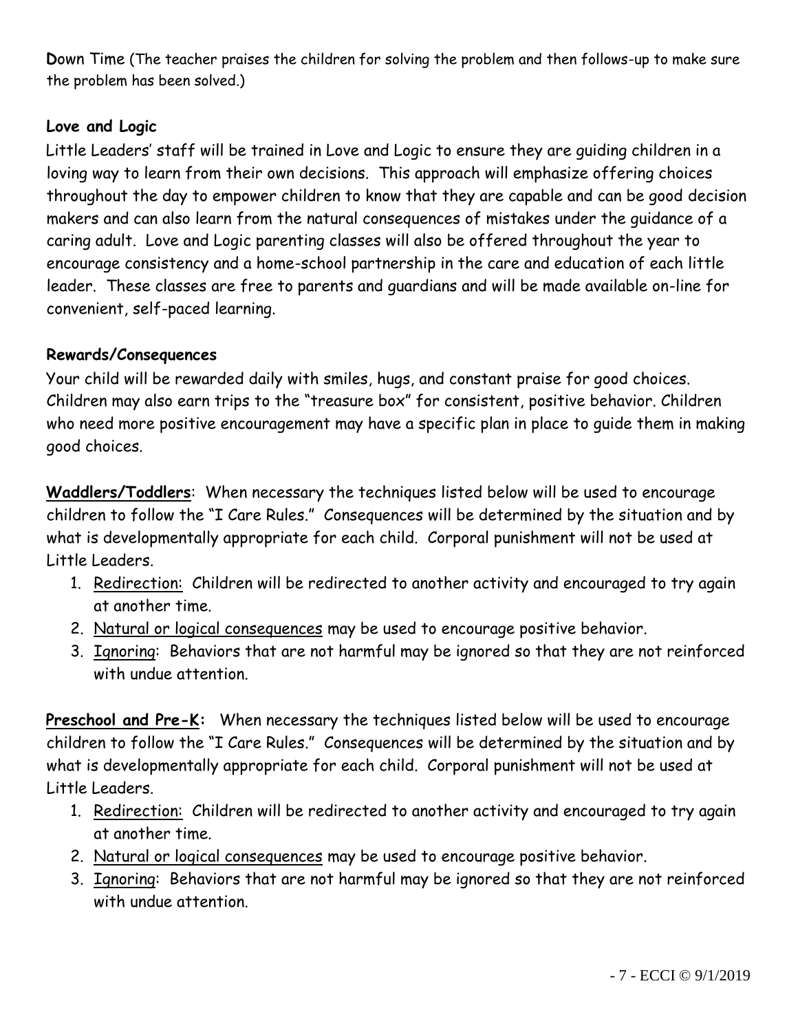**D**own Time (The teacher praises the children for solving the problem and then follows-up to make sure the problem has been solved.)

**Love and Logic**

Little Leaders' staff will be trained in Love and Logic to ensure they are guiding children in a loving way to learn from their own decisions. This approach will emphasize offering choices throughout the day to empower children to know that they are capable and can be good decision makers and can also learn from the natural consequences of mistakes under the guidance of a caring adult. Love and Logic parenting classes will also be offered throughout the year to encourage consistency and a home-school partnership in the care and education of each little leader. These classes are free to parents and guardians and will be made available on-line for convenient, self-paced learning.

**Rewards/Consequences**

Your child will be rewarded daily with smiles, hugs, and constant praise for good choices. Children may also earn trips to the "treasure box" for consistent, positive behavior. Children who need more positive encouragement may have a specific plan in place to guide them in making good choices.

**Waddlers/Toddlers**: When necessary the techniques listed below will be used to encourage children to follow the "I Care Rules." Consequences will be determined by the situation and by what is developmentally appropriate for each child. Corporal punishment will not be used at Little Leaders.

1. Redirection: Children will be redirected to another activity and encouraged to try again at another time.
2. Natural or logical consequences may be used to encourage positive behavior.
3. Ignoring: Behaviors that are not harmful may be ignored so that they are not reinforced with undue attention.

**Preschool and Pre-K:** When necessary the techniques listed below will be used to encourage children to follow the "I Care Rules." Consequences will be determined by the situation and by what is developmentally appropriate for each child. Corporal punishment will not be used at Little Leaders.

1. Redirection: Children will be redirected to another activity and encouraged to try again at another time.
2. Natural or logical consequences may be used to encourage positive behavior.
3. Ignoring: Behaviors that are not harmful may be ignored so that they are not reinforced with undue attention.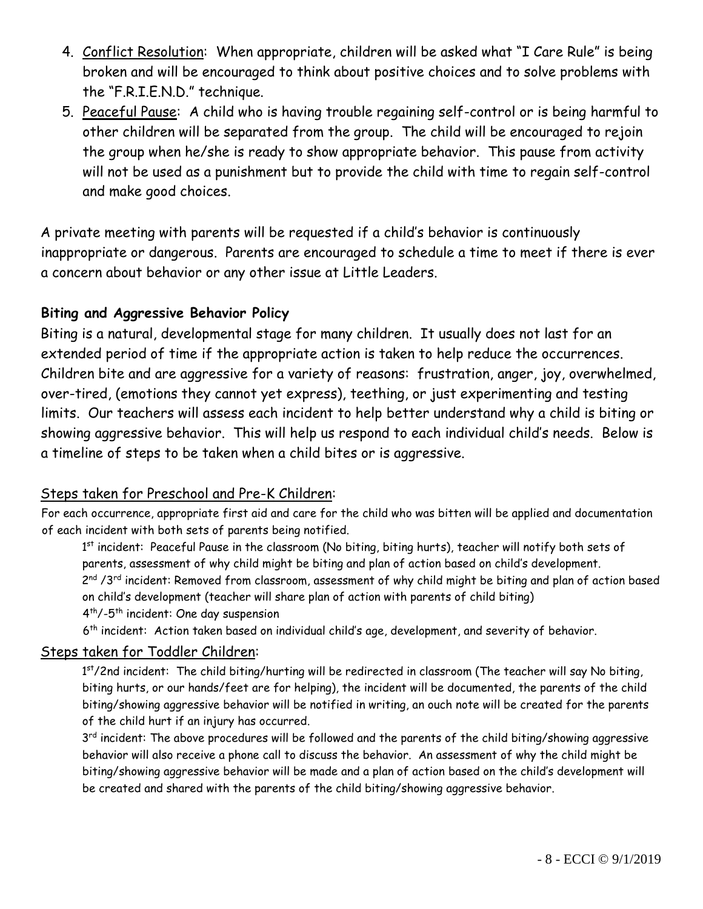4. Conflict Resolution: When appropriate, children will be asked what "I Care Rule" is being broken and will be encouraged to think about positive choices and to solve problems with the "F.R.I.E.N.D." technique.
5. Peaceful Pause: A child who is having trouble regaining self-control or is being harmful to other children will be separated from the group. The child will be encouraged to rejoin the group when he/she is ready to show appropriate behavior. This pause from activity will not be used as a punishment but to provide the child with time to regain self-control and make good choices.

A private meeting with parents will be requested if a child's behavior is continuously inappropriate or dangerous. Parents are encouraged to schedule a time to meet if there is ever a concern about behavior or any other issue at Little Leaders.

**Biting and Aggressive Behavior Policy**

Biting is a natural, developmental stage for many children. It usually does not last for an extended period of time if the appropriate action is taken to help reduce the occurrences. Children bite and are aggressive for a variety of reasons: frustration, anger, joy, overwhelmed, over-tired, (emotions they cannot yet express), teething, or just experimenting and testing limits. Our teachers will assess each incident to help better understand why a child is biting or showing aggressive behavior. This will help us respond to each individual child's needs. Below is a timeline of steps to be taken when a child bites or is aggressive.

Steps taken for Preschool and Pre-K Children:

For each occurrence, appropriate first aid and care for the child who was bitten will be applied and documentation of each incident with both sets of parents being notified.

1st incident: Peaceful Pause in the classroom (No biting, biting hurts), teacher will notify both sets of parents, assessment of why child might be biting and plan of action based on child's development.

2nd /3rd incident: Removed from classroom, assessment of why child might be biting and plan of action based on child's development (teacher will share plan of action with parents of child biting)

4th/-5th incident: One day suspension

6th incident: Action taken based on individual child's age, development, and severity of behavior.

Steps taken for Toddler Children:

1st/2nd incident: The child biting/hurting will be redirected in classroom (The teacher will say No biting, biting hurts, or our hands/feet are for helping), the incident will be documented, the parents of the child biting/showing aggressive behavior will be notified in writing, an ouch note will be created for the parents of the child hurt if an injury has occurred.

3rd incident: The above procedures will be followed and the parents of the child biting/showing aggressive behavior will also receive a phone call to discuss the behavior. An assessment of why the child might be biting/showing aggressive behavior will be made and a plan of action based on the child's development will be created and shared with the parents of the child biting/showing aggressive behavior.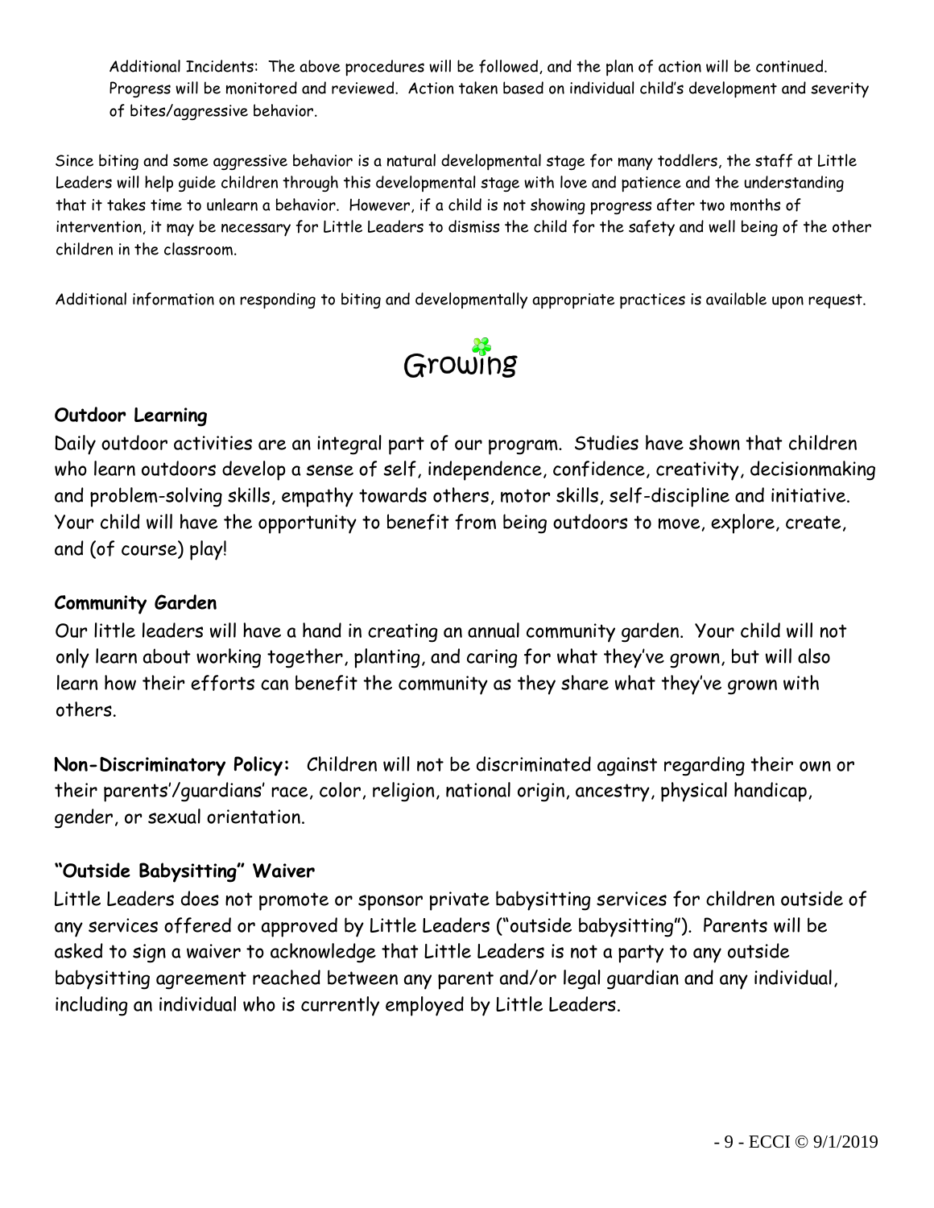Additional Incidents: The above procedures will be followed, and the plan of action will be continued. Progress will be monitored and reviewed. Action taken based on individual child's development and severity of bites/aggressive behavior.

Since biting and some aggressive behavior is a natural developmental stage for many toddlers, the staff at Little Leaders will help guide children through this developmental stage with love and patience and the understanding that it takes time to unlearn a behavior. However, if a child is not showing progress after two months of intervention, it may be necessary for Little Leaders to dismiss the child for the safety and well being of the other children in the classroom.

Additional information on responding to biting and developmentally appropriate practices is available upon request.

# Growing

### Outdoor Learning

Daily outdoor activities are an integral part of our program. Studies have shown that children who learn outdoors develop a sense of self, independence, confidence, creativity, decisionmaking and problem-solving skills, empathy towards others, motor skills, self-discipline and initiative. Your child will have the opportunity to benefit from being outdoors to move, explore, create, and (of course) play!

### Community Garden

Our little leaders will have a hand in creating an annual community garden. Your child will not only learn about working together, planting, and caring for what they've grown, but will also learn how their efforts can benefit the community as they share what they've grown with others.

**Non-Discriminatory Policy:** Children will not be discriminated against regarding their own or their parents'/guardians' race, color, religion, national origin, ancestry, physical handicap, gender, or sexual orientation.

### "Outside Babysitting" Waiver

Little Leaders does not promote or sponsor private babysitting services for children outside of any services offered or approved by Little Leaders ("outside babysitting"). Parents will be asked to sign a waiver to acknowledge that Little Leaders is not a party to any outside babysitting agreement reached between any parent and/or legal guardian and any individual, including an individual who is currently employed by Little Leaders.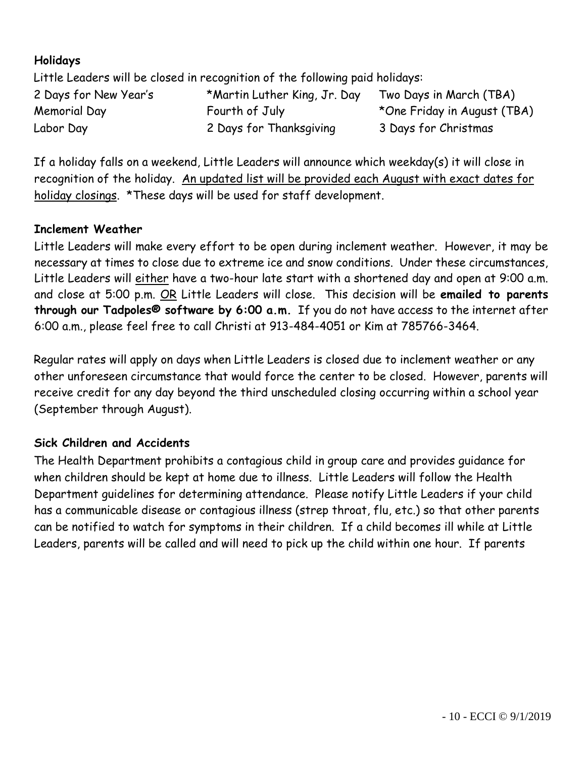**Holidays**

Little Leaders will be closed in recognition of the following paid holidays:

| | | |
|---|---|---|
| 2 Days for New Year's | *Martin Luther King, Jr. Day | Two Days in March (TBA) |
| Memorial Day | Fourth of July | *One Friday in August (TBA) |
| Labor Day | 2 Days for Thanksgiving | 3 Days for Christmas |

If a holiday falls on a weekend, Little Leaders will announce which weekday(s) it will close in recognition of the holiday. <u>An updated list will be provided each August with exact dates for holiday closings</u>. *These days will be used for staff development.

**Inclement Weather**

Little Leaders will make every effort to be open during inclement weather. However, it may be necessary at times to close due to extreme ice and snow conditions. Under these circumstances, Little Leaders will <u>either</u> have a two-hour late start with a shortened day and open at 9:00 a.m. and close at 5:00 p.m. <u>OR</u> Little Leaders will close. This decision will be **emailed to parents through our Tadpoles® software by 6:00 a.m.** If you do not have access to the internet after 6:00 a.m., please feel free to call Christi at 913-484-4051 or Kim at 785766-3464.

Regular rates will apply on days when Little Leaders is closed due to inclement weather or any other unforeseen circumstance that would force the center to be closed. However, parents will receive credit for any day beyond the third unscheduled closing occurring within a school year (September through August).

**Sick Children and Accidents**

The Health Department prohibits a contagious child in group care and provides guidance for when children should be kept at home due to illness. Little Leaders will follow the Health Department guidelines for determining attendance. Please notify Little Leaders if your child has a communicable disease or contagious illness (strep throat, flu, etc.) so that other parents can be notified to watch for symptoms in their children. If a child becomes ill while at Little Leaders, parents will be called and will need to pick up the child within one hour. If parents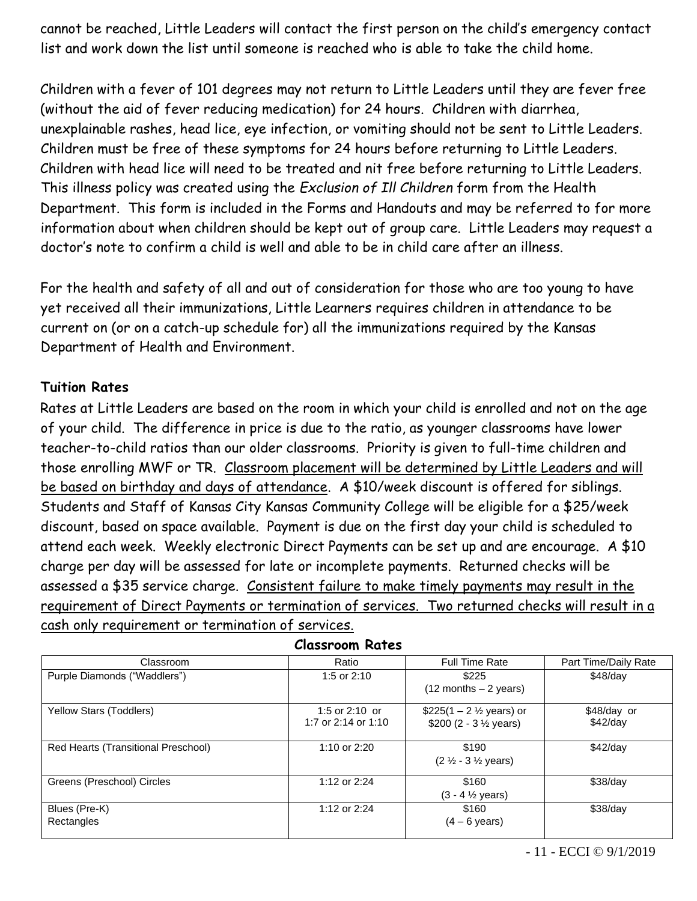cannot be reached, Little Leaders will contact the first person on the child's emergency contact list and work down the list until someone is reached who is able to take the child home.

Children with a fever of 101 degrees may not return to Little Leaders until they are fever free (without the aid of fever reducing medication) for 24 hours. Children with diarrhea, unexplainable rashes, head lice, eye infection, or vomiting should not be sent to Little Leaders. Children must be free of these symptoms for 24 hours before returning to Little Leaders. Children with head lice will need to be treated and nit free before returning to Little Leaders. This illness policy was created using the *Exclusion of Ill Children* form from the Health Department. This form is included in the Forms and Handouts and may be referred to for more information about when children should be kept out of group care. Little Leaders may request a doctor's note to confirm a child is well and able to be in child care after an illness.

For the health and safety of all and out of consideration for those who are too young to have yet received all their immunizations, Little Learners requires children in attendance to be current on (or on a catch-up schedule for) all the immunizations required by the Kansas Department of Health and Environment.

**Tuition Rates**

Rates at Little Leaders are based on the room in which your child is enrolled and not on the age of your child. The difference in price is due to the ratio, as younger classrooms have lower teacher-to-child ratios than our older classrooms. Priority is given to full-time children and those enrolling MWF or TR. <u>Classroom placement will be determined by Little Leaders and will be based on birthday and days of attendance</u>. A $10/week discount is offered for siblings. Students and Staff of Kansas City Kansas Community College will be eligible for a $25/week discount, based on space available. Payment is due on the first day your child is scheduled to attend each week. Weekly electronic Direct Payments can be set up and are encourage. A $10 charge per day will be assessed for late or incomplete payments. Returned checks will be assessed a $35 service charge. <u>Consistent failure to make timely payments may result in the requirement of Direct Payments or termination of services. Two returned checks will result in a cash only requirement or termination of services.</u>

**Classroom Rates**

| Classroom | Ratio | Full Time Rate | Part Time/Daily Rate |
|---|---|---|---|
| Purple Diamonds ("Waddlers") | 1:5 or 2:10 | $225 (12 months – 2 years) | $48/day |
| Yellow Stars (Toddlers) | 1:5 or 2:10 or 1:7 or 2:14 or 1:10 | $225(1 – 2 ½ years) or $200 (2 - 3 ½ years) | $48/day or $42/day |
| Red Hearts (Transitional Preschool) | 1:10 or 2:20 | $190 (2 ½ - 3 ½ years) | $42/day |
| Greens (Preschool) Circles | 1:12 or 2:24 | $160 (3 - 4 ½ years) | $38/day |
| Blues (Pre-K) Rectangles | 1:12 or 2:24 | $160 (4 – 6 years) | $38/day |

ECCI © 9/1/2019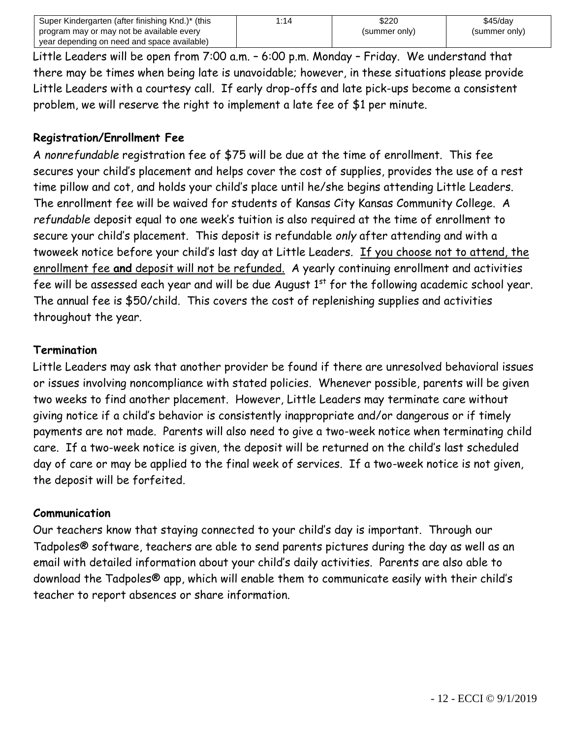| Super Kindergarten (after finishing Knd.)* (this program may or may not be available every year depending on need and space available) | 1:14 | $220 (summer only) | $45/day (summer only) |
|---|---|---|---|

Little Leaders will be open from 7:00 a.m. – 6:00 p.m. Monday – Friday. We understand that there may be times when being late is unavoidable; however, in these situations please provide Little Leaders with a courtesy call. If early drop-offs and late pick-ups become a consistent problem, we will reserve the right to implement a late fee of $1 per minute.

**Registration/Enrollment Fee**

A *nonrefundable* registration fee of $75 will be due at the time of enrollment. This fee secures your child's placement and helps cover the cost of supplies, provides the use of a rest time pillow and cot, and holds your child's place until he/she begins attending Little Leaders. The enrollment fee will be waived for students of Kansas City Kansas Community College. A *refundable* deposit equal to one week's tuition is also required at the time of enrollment to secure your child's placement. This deposit is refundable *only* after attending and with a twoweek notice before your child's last day at Little Leaders. <u>If you choose not to attend, the enrollment fee **and** deposit will not be refunded.</u> A yearly continuing enrollment and activities fee will be assessed each year and will be due August 1st for the following academic school year. The annual fee is $50/child. This covers the cost of replenishing supplies and activities throughout the year.

**Termination**

Little Leaders may ask that another provider be found if there are unresolved behavioral issues or issues involving noncompliance with stated policies. Whenever possible, parents will be given two weeks to find another placement. However, Little Leaders may terminate care without giving notice if a child's behavior is consistently inappropriate and/or dangerous or if timely payments are not made. Parents will also need to give a two-week notice when terminating child care. If a two-week notice is given, the deposit will be returned on the child's last scheduled day of care or may be applied to the final week of services. If a two-week notice is not given, the deposit will be forfeited.

**Communication**

Our teachers know that staying connected to your child's day is important. Through our Tadpoles® software, teachers are able to send parents pictures during the day as well as an email with detailed information about your child's daily activities. Parents are also able to download the Tadpoles® app, which will enable them to communicate easily with their child's teacher to report absences or share information.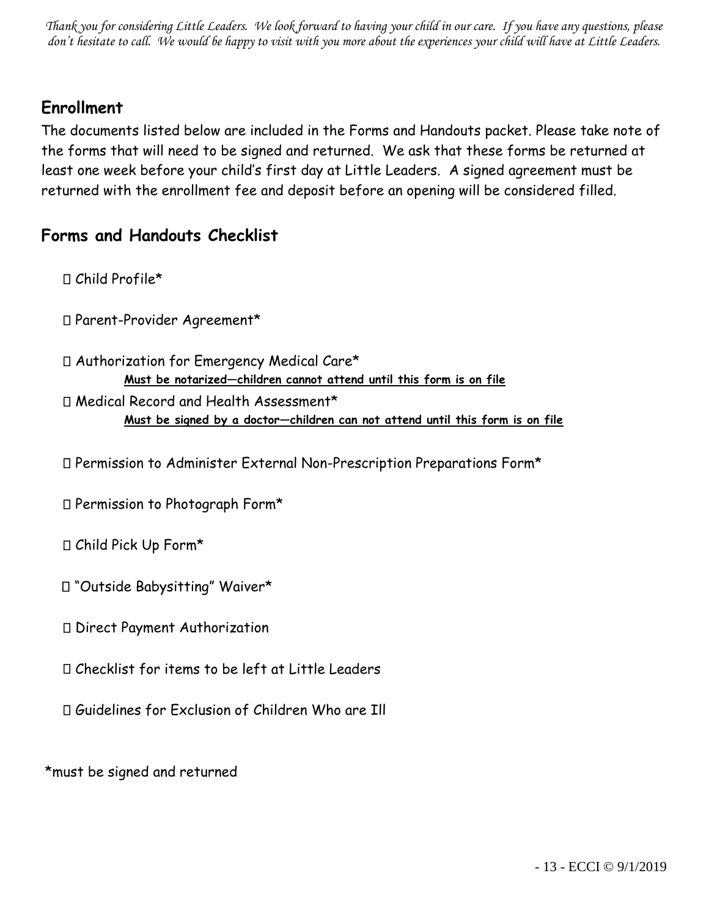*Thank you for considering Little Leaders. We look forward to having your child in our care. If you have any questions, please don't hesitate to call. We would be happy to visit with you more about the experiences your child will have at Little Leaders.*

## Enrollment

The documents listed below are included in the Forms and Handouts packet. Please take note of the forms that will need to be signed and returned. We ask that these forms be returned at least one week before your child's first day at Little Leaders. A signed agreement must be returned with the enrollment fee and deposit before an opening will be considered filled.

## Forms and Handouts Checklist

- ☐ Child Profile*
- ☐ Parent-Provider Agreement*
- ☐ Authorization for Emergency Medical Care*
  **Must be notarized—children cannot attend until this form is on file**
- ☐ Medical Record and Health Assessment*
  **Must be signed by a doctor—children can not attend until this form is on file**
- ☐ Permission to Administer External Non-Prescription Preparations Form*
- ☐ Permission to Photograph Form*
- ☐ Child Pick Up Form*
- ☐ "Outside Babysitting" Waiver*
- ☐ Direct Payment Authorization
- ☐ Checklist for items to be left at Little Leaders
- ☐ Guidelines for Exclusion of Children Who are Ill

*must be signed and returned

ECCI © 9/1/2019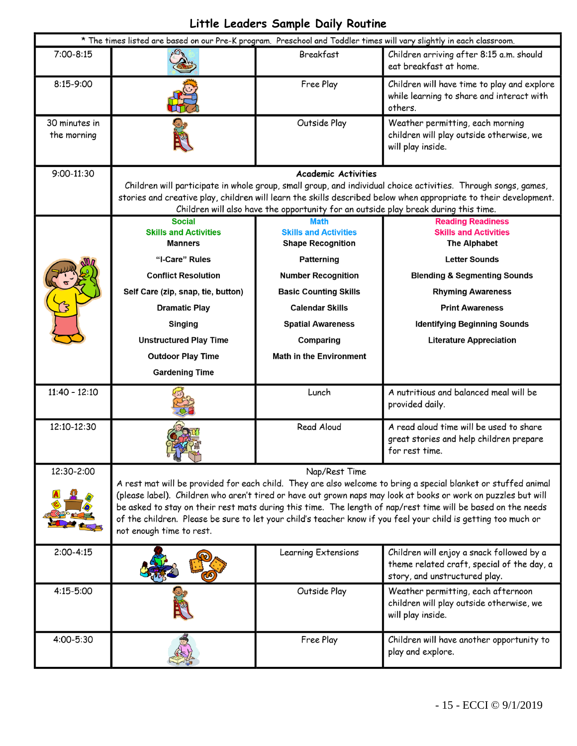# Little Leaders Sample Daily Routine

\* The times listed are based on our Pre-K program. Preschool and Toddler times will vary slightly in each classroom.

| Time | | Activity | Description |
|---|---|---|---|
| 7:00-8:15 | | Breakfast | Children arriving after 8:15 a.m. should eat breakfast at home. |
| 8:15-9:00 | | Free Play | Children will have time to play and explore while learning to share and interact with others. |
| 30 minutes in the morning | | Outside Play | Weather permitting, each morning children will play outside otherwise, we will play inside. |
| 9:00-11:30 | **Academic Activities** Children will participate in whole group, small group, and individual choice activities. Through songs, games, stories and creative play, children will learn the skills described below when appropriate to their development. Children will also have the opportunity for an outside play break during this time. | | |
| | **Social Skills and Activities** | **Math Skills and Activities** | **Reading Readiness Skills and Activities** |
| | **Manners** | **Shape Recognition** | **The Alphabet** |
| | **"I-Care" Rules** | **Patterning** | **Letter Sounds** |
| | **Conflict Resolution** | **Number Recognition** | **Blending & Segmenting Sounds** |
| | **Self Care (zip, snap, tie, button)** | **Basic Counting Skills** | **Rhyming Awareness** |
| | **Dramatic Play** | **Calendar Skills** | **Print Awareness** |
| | **Singing** | **Spatial Awareness** | **Identifying Beginning Sounds** |
| | **Unstructured Play Time** | **Comparing** | **Literature Appreciation** |
| | **Outdoor Play Time** | **Math in the Environment** | |
| | **Gardening Time** | | |
| 11:40 - 12:10 | | Lunch | A nutritious and balanced meal will be provided daily. |
| 12:10-12:30 | | Read Aloud | A read aloud time will be used to share great stories and help children prepare for rest time. |
| 12:30-2:00 | Nap/Rest Time A rest mat will be provided for each child. They are also welcome to bring a special blanket or stuffed animal (please label). Children who aren't tired or have out grown naps may look at books or work on puzzles but will be asked to stay on their rest mats during this time. The length of nap/rest time will be based on the needs of the children. Please be sure to let your child's teacher know if you feel your child is getting too much or not enough time to rest. | | |
| 2:00-4:15 | | Learning Extensions | Children will enjoy a snack followed by a theme related craft, special of the day, a story, and unstructured play. |
| 4:15-5:00 | | Outside Play | Weather permitting, each afternoon children will play outside otherwise, we will play inside. |
| 4:00-5:30 | | Free Play | Children will have another opportunity to play and explore. |

ECCI © 9/1/2019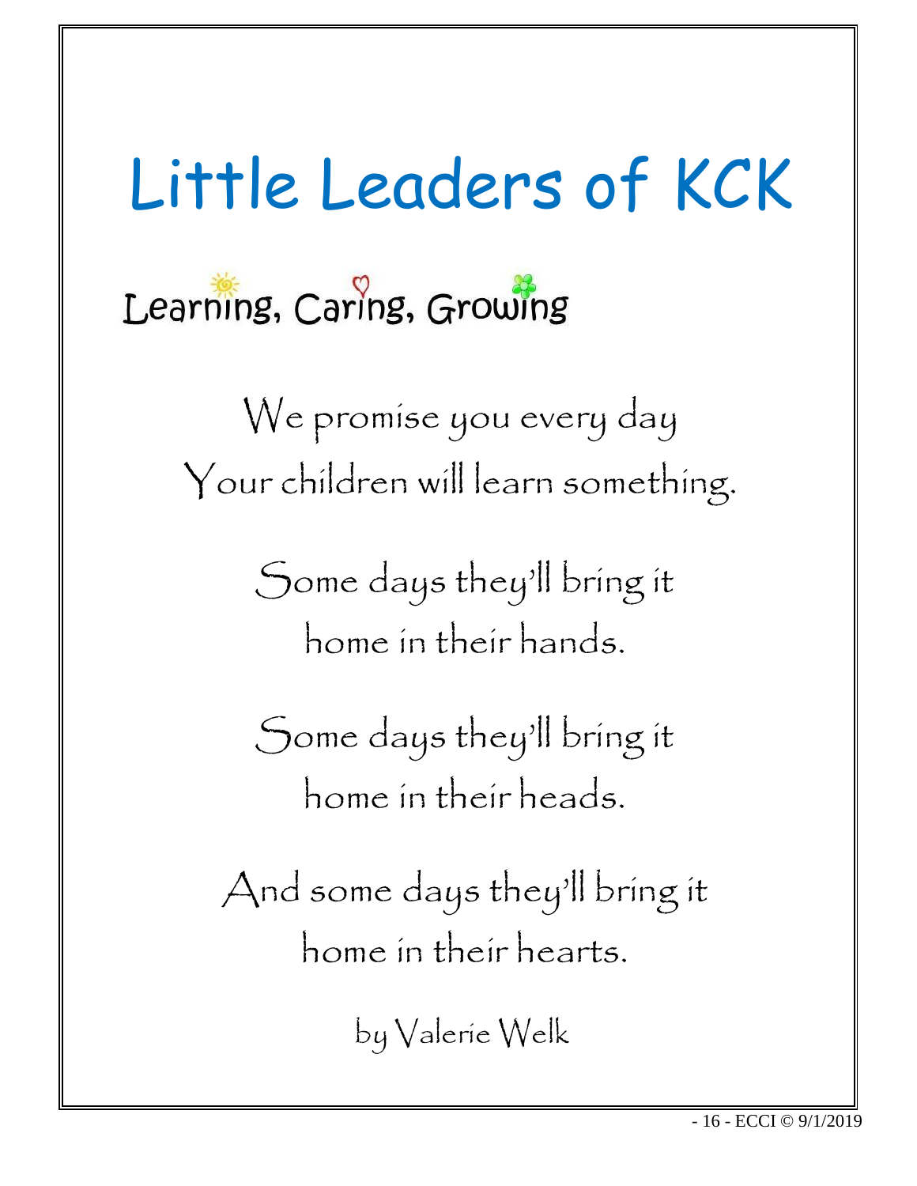# Little Leaders of KCK

## Learning, Caring, Growing

We promise you every day
Your children will learn something.

Some days they'll bring it
home in their hands.

Some days they'll bring it
home in their heads.

And some days they'll bring it
home in their hearts.

by Valerie Welk